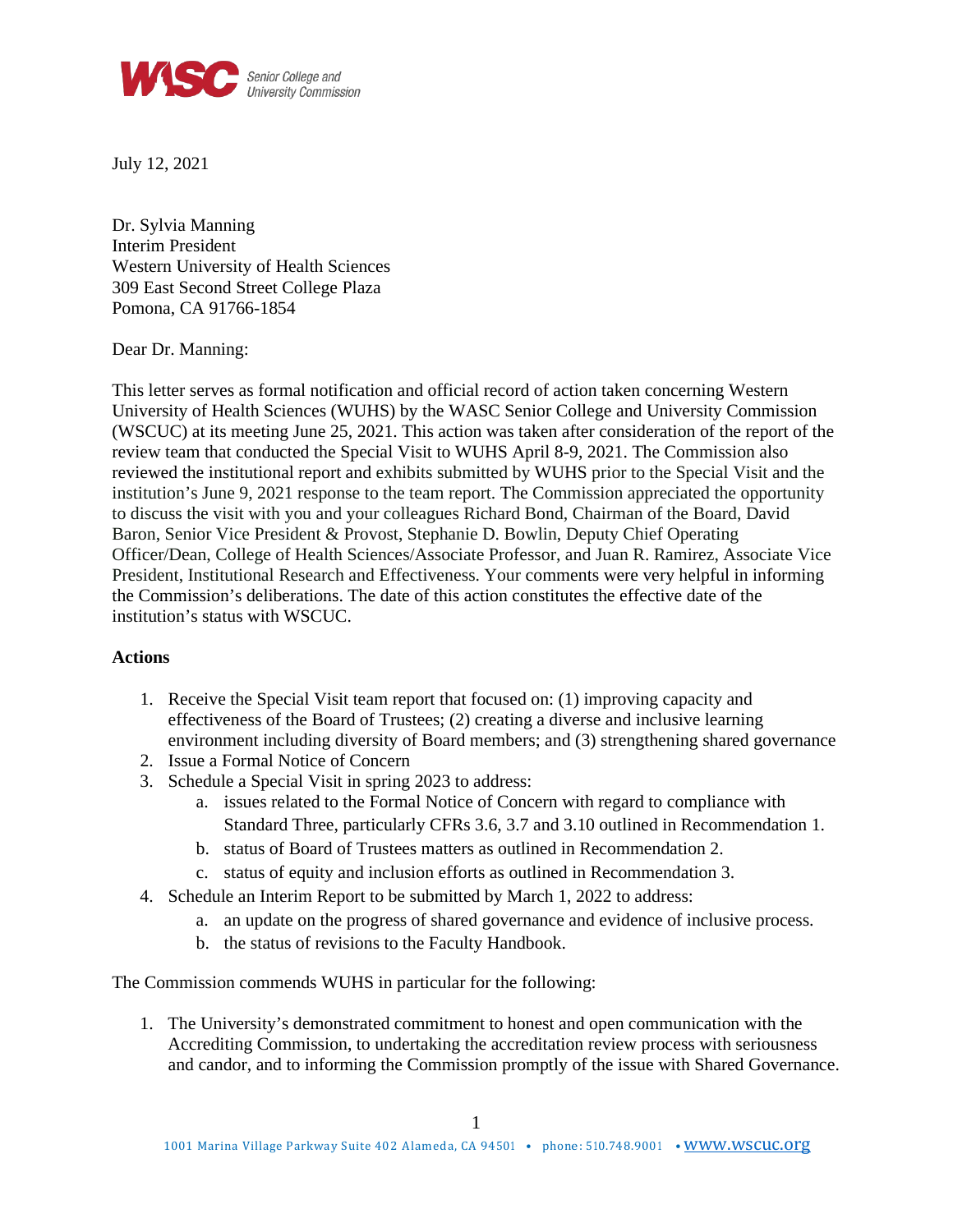WASC Senior College and University Commission

July 12, 2021

Dr. Sylvia Manning
Interim President
Western University of Health Sciences
309 East Second Street College Plaza
Pomona, CA 91766-1854

Dear Dr. Manning:

This letter serves as formal notification and official record of action taken concerning Western University of Health Sciences (WUHS) by the WASC Senior College and University Commission (WSCUC) at its meeting June 25, 2021. This action was taken after consideration of the report of the review team that conducted the Special Visit to WUHS April 8-9, 2021. The Commission also reviewed the institutional report and exhibits submitted by WUHS prior to the Special Visit and the institution's June 9, 2021 response to the team report. The Commission appreciated the opportunity to discuss the visit with you and your colleagues Richard Bond, Chairman of the Board, David Baron, Senior Vice President & Provost, Stephanie D. Bowlin, Deputy Chief Operating Officer/Dean, College of Health Sciences/Associate Professor, and Juan R. Ramirez, Associate Vice President, Institutional Research and Effectiveness. Your comments were very helpful in informing the Commission's deliberations. The date of this action constitutes the effective date of the institution's status with WSCUC.

**Actions**

1. Receive the Special Visit team report that focused on: (1) improving capacity and effectiveness of the Board of Trustees; (2) creating a diverse and inclusive learning environment including diversity of Board members; and (3) strengthening shared governance
2. Issue a Formal Notice of Concern
3. Schedule a Special Visit in spring 2023 to address:
    a. issues related to the Formal Notice of Concern with regard to compliance with Standard Three, particularly CFRs 3.6, 3.7 and 3.10 outlined in Recommendation 1.
    b. status of Board of Trustees matters as outlined in Recommendation 2.
    c. status of equity and inclusion efforts as outlined in Recommendation 3.
4. Schedule an Interim Report to be submitted by March 1, 2022 to address:
    a. an update on the progress of shared governance and evidence of inclusive process.
    b. the status of revisions to the Faculty Handbook.

The Commission commends WUHS in particular for the following:

1. The University's demonstrated commitment to honest and open communication with the Accrediting Commission, to undertaking the accreditation review process with seriousness and candor, and to informing the Commission promptly of the issue with Shared Governance.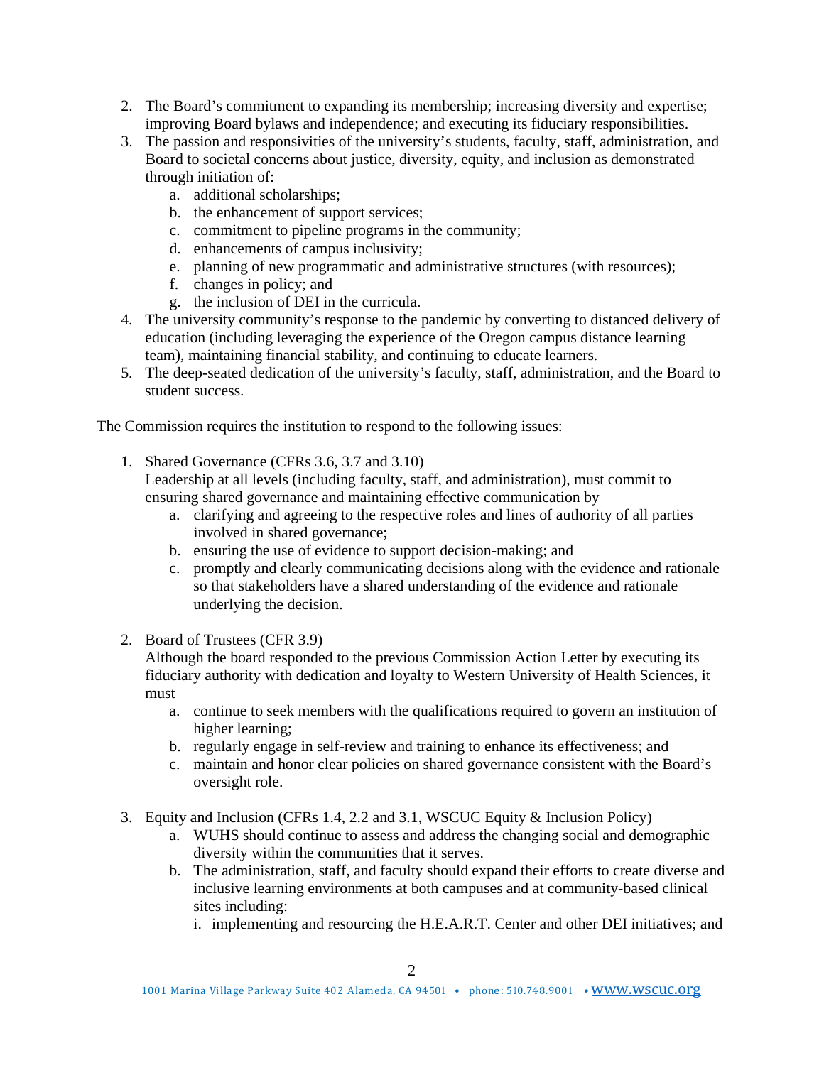2. The Board's commitment to expanding its membership; increasing diversity and expertise; improving Board bylaws and independence; and executing its fiduciary responsibilities.
3. The passion and responsivities of the university's students, faculty, staff, administration, and Board to societal concerns about justice, diversity, equity, and inclusion as demonstrated through initiation of:
   a. additional scholarships;
   b. the enhancement of support services;
   c. commitment to pipeline programs in the community;
   d. enhancements of campus inclusivity;
   e. planning of new programmatic and administrative structures (with resources);
   f. changes in policy; and
   g. the inclusion of DEI in the curricula.
4. The university community's response to the pandemic by converting to distanced delivery of education (including leveraging the experience of the Oregon campus distance learning team), maintaining financial stability, and continuing to educate learners.
5. The deep-seated dedication of the university's faculty, staff, administration, and the Board to student success.

The Commission requires the institution to respond to the following issues:

1. Shared Governance (CFRs 3.6, 3.7 and 3.10)
   Leadership at all levels (including faculty, staff, and administration), must commit to ensuring shared governance and maintaining effective communication by
   a. clarifying and agreeing to the respective roles and lines of authority of all parties involved in shared governance;
   b. ensuring the use of evidence to support decision-making; and
   c. promptly and clearly communicating decisions along with the evidence and rationale so that stakeholders have a shared understanding of the evidence and rationale underlying the decision.

2. Board of Trustees (CFR 3.9)
   Although the board responded to the previous Commission Action Letter by executing its fiduciary authority with dedication and loyalty to Western University of Health Sciences, it must
   a. continue to seek members with the qualifications required to govern an institution of higher learning;
   b. regularly engage in self-review and training to enhance its effectiveness; and
   c. maintain and honor clear policies on shared governance consistent with the Board's oversight role.

3. Equity and Inclusion (CFRs 1.4, 2.2 and 3.1, WSCUC Equity & Inclusion Policy)
   a. WUHS should continue to assess and address the changing social and demographic diversity within the communities that it serves.
   b. The administration, staff, and faculty should expand their efforts to create diverse and inclusive learning environments at both campuses and at community-based clinical sites including:
      i. implementing and resourcing the H.E.A.R.T. Center and other DEI initiatives; and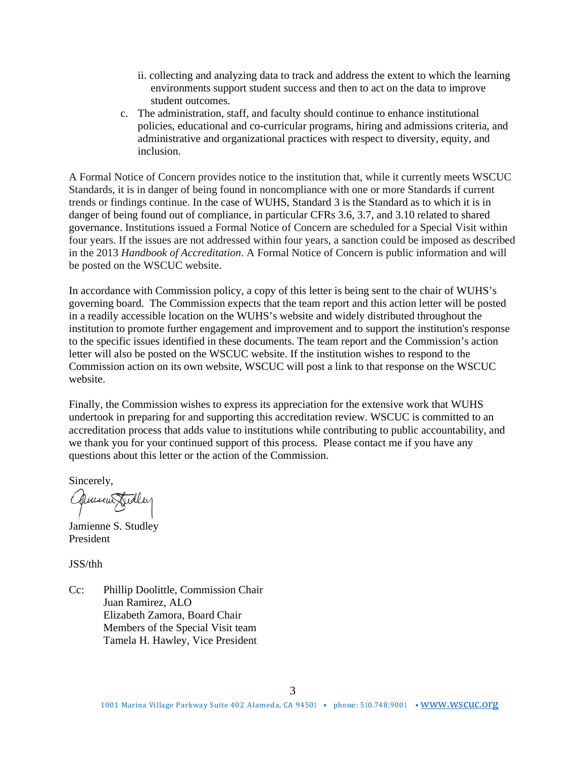ii. collecting and analyzing data to track and address the extent to which the learning environments support student success and then to act on the data to improve student outcomes.

c. The administration, staff, and faculty should continue to enhance institutional policies, educational and co-curricular programs, hiring and admissions criteria, and administrative and organizational practices with respect to diversity, equity, and inclusion.

A Formal Notice of Concern provides notice to the institution that, while it currently meets WSCUC Standards, it is in danger of being found in noncompliance with one or more Standards if current trends or findings continue. In the case of WUHS, Standard 3 is the Standard as to which it is in danger of being found out of compliance, in particular CFRs 3.6, 3.7, and 3.10 related to shared governance. Institutions issued a Formal Notice of Concern are scheduled for a Special Visit within four years. If the issues are not addressed within four years, a sanction could be imposed as described in the 2013 *Handbook of Accreditation*. A Formal Notice of Concern is public information and will be posted on the WSCUC website.

In accordance with Commission policy, a copy of this letter is being sent to the chair of WUHS's governing board. The Commission expects that the team report and this action letter will be posted in a readily accessible location on the WUHS's website and widely distributed throughout the institution to promote further engagement and improvement and to support the institution's response to the specific issues identified in these documents. The team report and the Commission's action letter will also be posted on the WSCUC website. If the institution wishes to respond to the Commission action on its own website, WSCUC will post a link to that response on the WSCUC website.

Finally, the Commission wishes to express its appreciation for the extensive work that WUHS undertook in preparing for and supporting this accreditation review. WSCUC is committed to an accreditation process that adds value to institutions while contributing to public accountability, and we thank you for your continued support of this process. Please contact me if you have any questions about this letter or the action of the Commission.

Sincerely,

Jamienne S. Studley
President

JSS/thh

Cc: Phillip Doolittle, Commission Chair
Juan Ramirez, ALO
Elizabeth Zamora, Board Chair
Members of the Special Visit team
Tamela H. Hawley, Vice President

1001 Marina Village Parkway Suite 402 Alameda, CA 94501 • phone: 510.748.9001 • www.wscuc.org